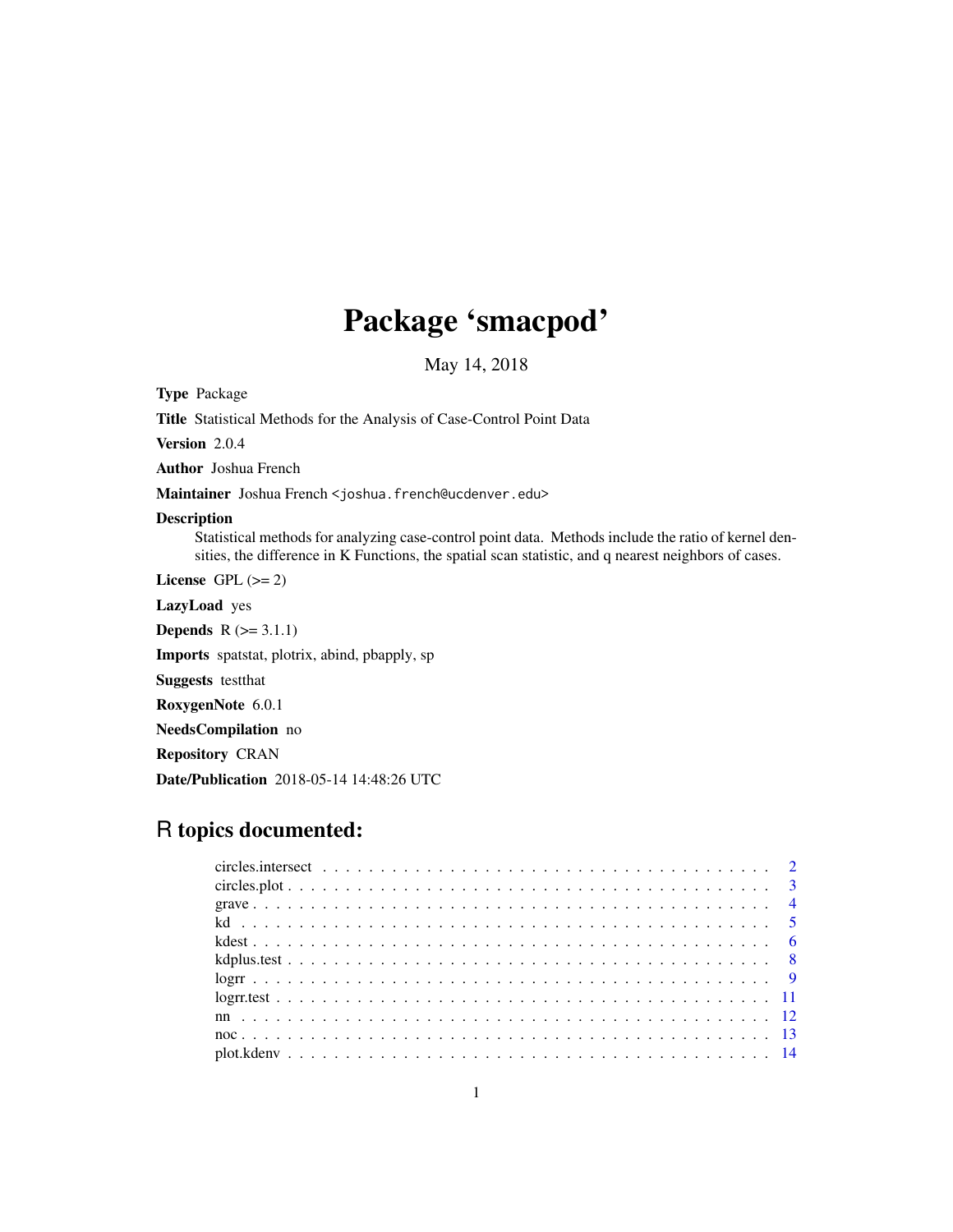# Package 'smacpod'

May 14, 2018

**Type** Package

**Title** Statistical Methods for the Analysis of Case-Control Point Data

**Version** 2.0.4

**Author** Joshua French

**Maintainer** Joshua French <joshua.french@ucdenver.edu>

**Description**
Statistical methods for analyzing case-control point data. Methods include the ratio of kernel densities, the difference in K Functions, the spatial scan statistic, and q nearest neighbors of cases.

**License** GPL (>= 2)

**LazyLoad** yes

**Depends** R (>= 3.1.1)

**Imports** spatstat, plotrix, abind, pbapply, sp

**Suggests** testthat

**RoxygenNote** 6.0.1

**NeedsCompilation** no

**Repository** CRAN

**Date/Publication** 2018-05-14 14:48:26 UTC

## R topics documented:

- circles.intersect . . . . . . . . . . . . . . . . . . . . . . . . . . . . . . . . . . . . . . 2
- circles.plot . . . . . . . . . . . . . . . . . . . . . . . . . . . . . . . . . . . . . . . . . 3
- grave . . . . . . . . . . . . . . . . . . . . . . . . . . . . . . . . . . . . . . . . . . . . 4
- kd . . . . . . . . . . . . . . . . . . . . . . . . . . . . . . . . . . . . . . . . . . . . . 5
- kdest . . . . . . . . . . . . . . . . . . . . . . . . . . . . . . . . . . . . . . . . . . . . 6
- kdplus.test . . . . . . . . . . . . . . . . . . . . . . . . . . . . . . . . . . . . . . . . 8
- logrr . . . . . . . . . . . . . . . . . . . . . . . . . . . . . . . . . . . . . . . . . . . . 9
- logrr.test . . . . . . . . . . . . . . . . . . . . . . . . . . . . . . . . . . . . . . . . . 11
- nn . . . . . . . . . . . . . . . . . . . . . . . . . . . . . . . . . . . . . . . . . . . . . 12
- noc . . . . . . . . . . . . . . . . . . . . . . . . . . . . . . . . . . . . . . . . . . . . 13
- plot.kdenv . . . . . . . . . . . . . . . . . . . . . . . . . . . . . . . . . . . . . . . . 14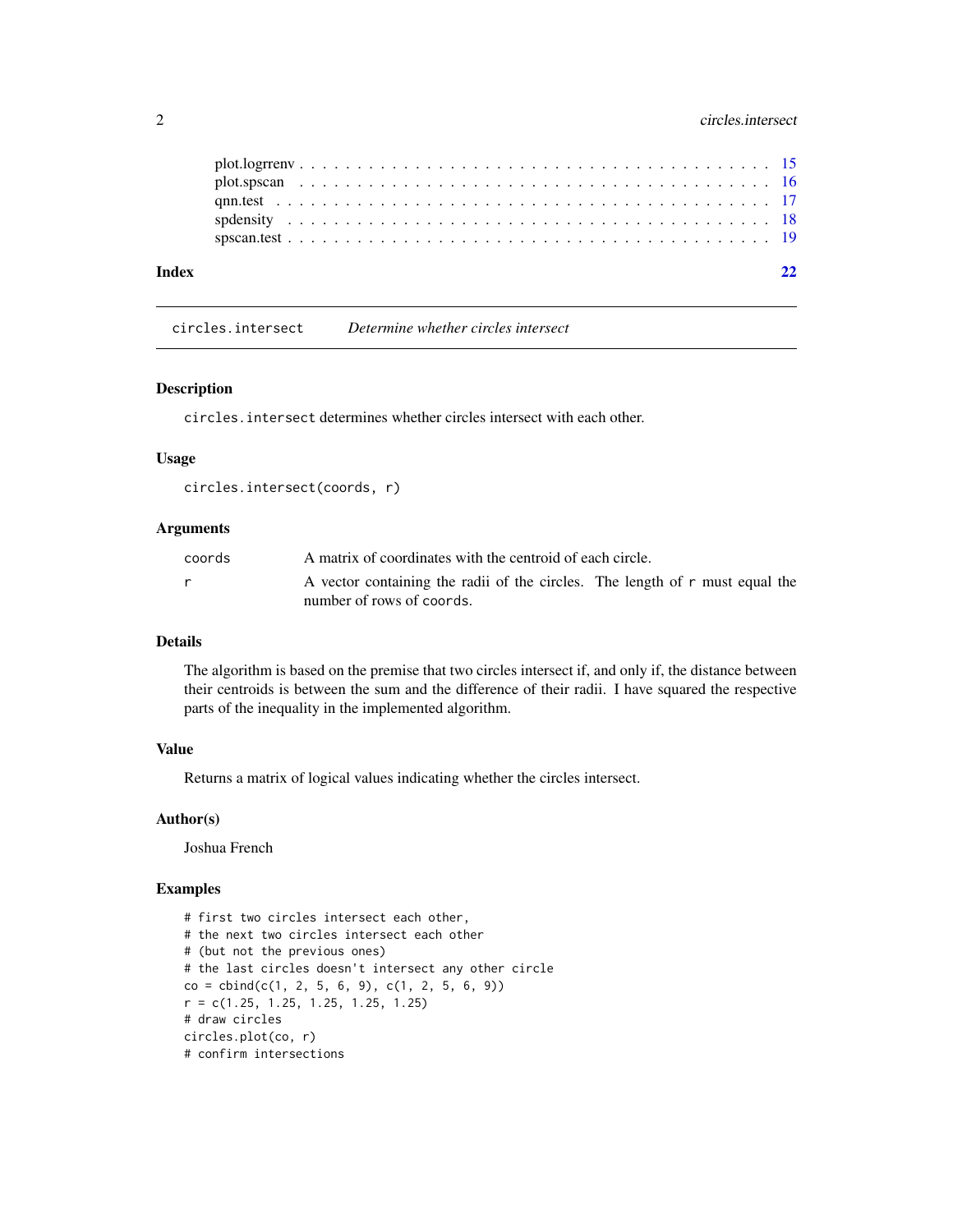| | |
|---|---|
| plot.logrrenv | 15 |
| plot.spscan | 16 |
| qnn.test | 17 |
| spdensity | 18 |
| spscan.test | 19 |

**Index** **22**

---

`circles.intersect` *Determine whether circles intersect*

---

### Description

`circles.intersect` determines whether circles intersect with each other.

### Usage

```
circles.intersect(coords, r)
```

### Arguments

| | |
|---|---|
| `coords` | A matrix of coordinates with the centroid of each circle. |
| `r` | A vector containing the radii of the circles. The length of `r` must equal the number of rows of `coords`. |

### Details

The algorithm is based on the premise that two circles intersect if, and only if, the distance between their centroids is between the sum and the difference of their radii. I have squared the respective parts of the inequality in the implemented algorithm.

### Value

Returns a matrix of logical values indicating whether the circles intersect.

### Author(s)

Joshua French

### Examples

```
# first two circles intersect each other,
# the next two circles intersect each other
# (but not the previous ones)
# the last circles doesn't intersect any other circle
co = cbind(c(1, 2, 5, 6, 9), c(1, 2, 5, 6, 9))
r = c(1.25, 1.25, 1.25, 1.25, 1.25)
# draw circles
circles.plot(co, r)
# confirm intersections
```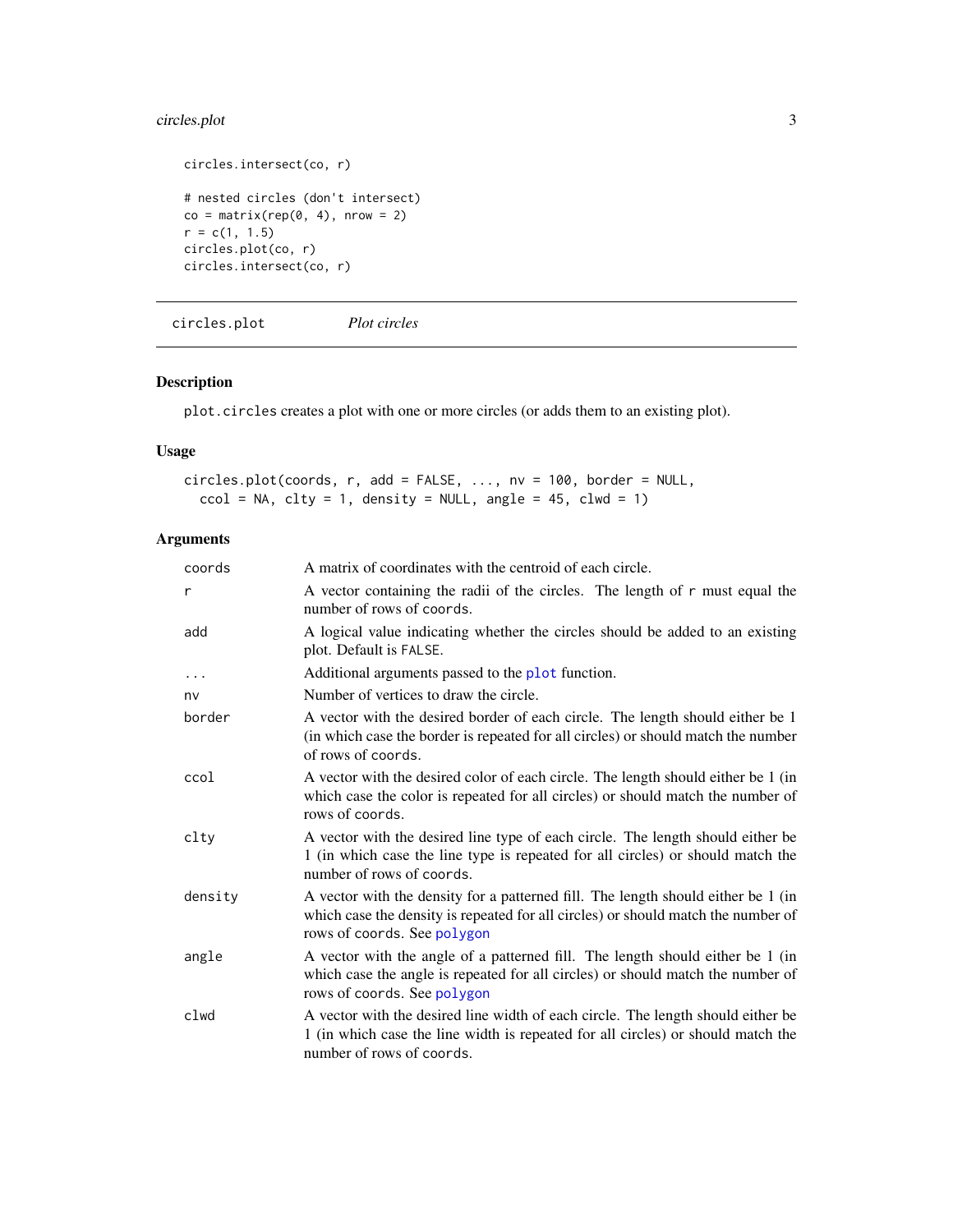```
circles.intersect(co, r)

# nested circles (don't intersect)
co = matrix(rep(0, 4), nrow = 2)
r = c(1, 1.5)
circles.plot(co, r)
circles.intersect(co, r)
```

---

## circles.plot *Plot circles*

### Description

`plot.circles` creates a plot with one or more circles (or adds them to an existing plot).

### Usage

```
circles.plot(coords, r, add = FALSE, ..., nv = 100, border = NULL,
  ccol = NA, clty = 1, density = NULL, angle = 45, clwd = 1)
```

### Arguments

| | |
|---|---|
| `coords` | A matrix of coordinates with the centroid of each circle. |
| `r` | A vector containing the radii of the circles. The length of `r` must equal the number of rows of `coords`. |
| `add` | A logical value indicating whether the circles should be added to an existing plot. Default is `FALSE`. |
| `...` | Additional arguments passed to the `plot` function. |
| `nv` | Number of vertices to draw the circle. |
| `border` | A vector with the desired border of each circle. The length should either be 1 (in which case the border is repeated for all circles) or should match the number of rows of `coords`. |
| `ccol` | A vector with the desired color of each circle. The length should either be 1 (in which case the color is repeated for all circles) or should match the number of rows of `coords`. |
| `clty` | A vector with the desired line type of each circle. The length should either be 1 (in which case the line type is repeated for all circles) or should match the number of rows of `coords`. |
| `density` | A vector with the density for a patterned fill. The length should either be 1 (in which case the density is repeated for all circles) or should match the number of rows of `coords`. See `polygon` |
| `angle` | A vector with the angle of a patterned fill. The length should either be 1 (in which case the angle is repeated for all circles) or should match the number of rows of `coords`. See `polygon` |
| `clwd` | A vector with the desired line width of each circle. The length should either be 1 (in which case the line width is repeated for all circles) or should match the number of rows of `coords`. |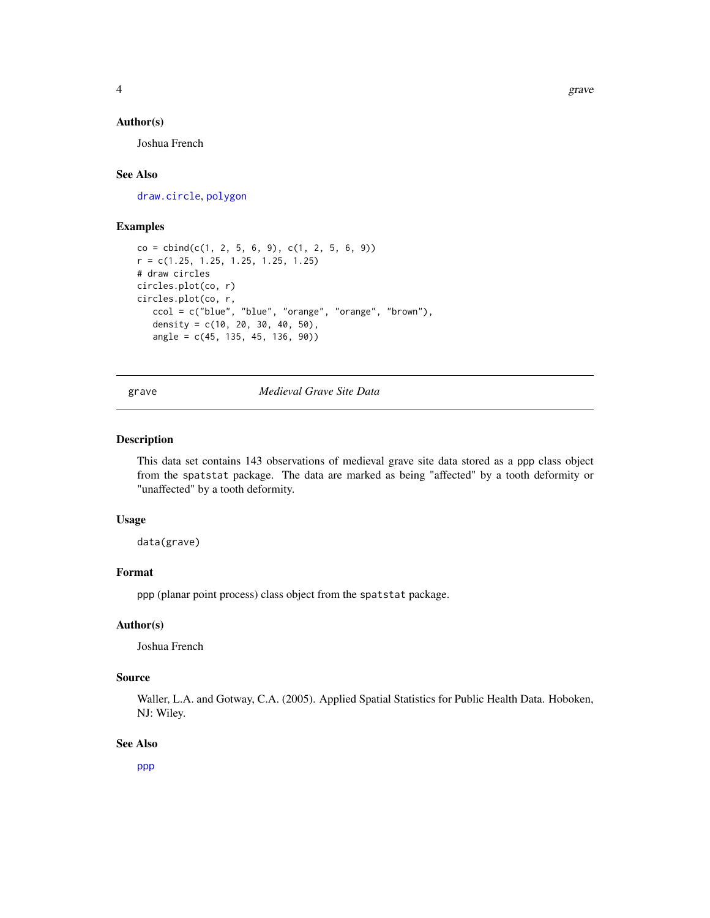### Author(s)

Joshua French

### See Also

draw.circle, polygon

### Examples

```
co = cbind(c(1, 2, 5, 6, 9), c(1, 2, 5, 6, 9))
r = c(1.25, 1.25, 1.25, 1.25, 1.25)
# draw circles
circles.plot(co, r)
circles.plot(co, r,
   ccol = c("blue", "blue", "orange", "orange", "brown"),
   density = c(10, 20, 30, 40, 50),
   angle = c(45, 135, 45, 136, 90))
```

---

## grave — *Medieval Grave Site Data*

### Description

This data set contains 143 observations of medieval grave site data stored as a ppp class object from the spatstat package. The data are marked as being "affected" by a tooth deformity or "unaffected" by a tooth deformity.

### Usage

```
data(grave)
```

### Format

ppp (planar point process) class object from the spatstat package.

### Author(s)

Joshua French

### Source

Waller, L.A. and Gotway, C.A. (2005). Applied Spatial Statistics for Public Health Data. Hoboken, NJ: Wiley.

### See Also

ppp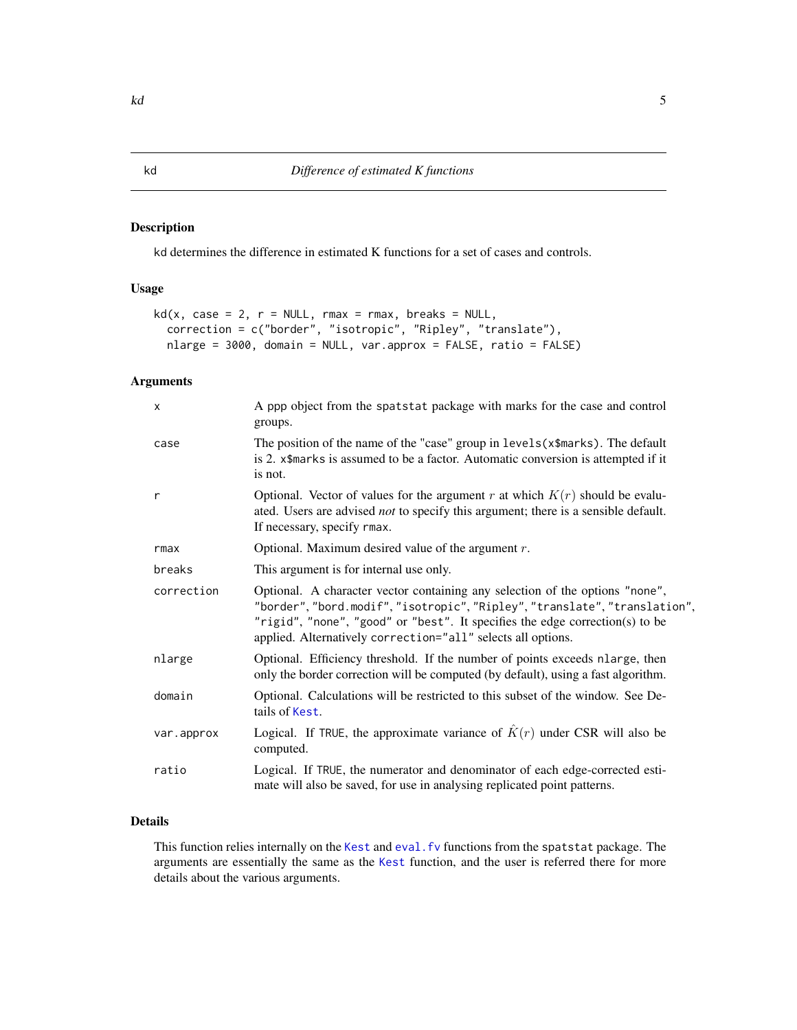## kd — *Difference of estimated K functions*

### Description

kd determines the difference in estimated K functions for a set of cases and controls.

### Usage

```
kd(x, case = 2, r = NULL, rmax = rmax, breaks = NULL,
  correction = c("border", "isotropic", "Ripley", "translate"),
  nlarge = 3000, domain = NULL, var.approx = FALSE, ratio = FALSE)
```

### Arguments

| | |
|---|---|
| `x` | A ppp object from the `spatstat` package with marks for the case and control groups. |
| `case` | The position of the name of the "case" group in `levels(x$marks)`. The default is 2. `x$marks` is assumed to be a factor. Automatic conversion is attempted if it is not. |
| `r` | Optional. Vector of values for the argument $r$ at which $K(r)$ should be evaluated. Users are advised *not* to specify this argument; there is a sensible default. If necessary, specify `rmax`. |
| `rmax` | Optional. Maximum desired value of the argument $r$. |
| `breaks` | This argument is for internal use only. |
| `correction` | Optional. A character vector containing any selection of the options `"none"`, `"border"`, `"bord.modif"`, `"isotropic"`, `"Ripley"`, `"translate"`, `"translation"`, `"rigid"`, `"none"`, `"good"` or `"best"`. It specifies the edge correction(s) to be applied. Alternatively `correction="all"` selects all options. |
| `nlarge` | Optional. Efficiency threshold. If the number of points exceeds `nlarge`, then only the border correction will be computed (by default), using a fast algorithm. |
| `domain` | Optional. Calculations will be restricted to this subset of the window. See Details of `Kest`. |
| `var.approx` | Logical. If `TRUE`, the approximate variance of $\hat{K}(r)$ under CSR will also be computed. |
| `ratio` | Logical. If `TRUE`, the numerator and denominator of each edge-corrected estimate will also be saved, for use in analysing replicated point patterns. |

### Details

This function relies internally on the `Kest` and `eval.fv` functions from the `spatstat` package. The arguments are essentially the same as the `Kest` function, and the user is referred there for more details about the various arguments.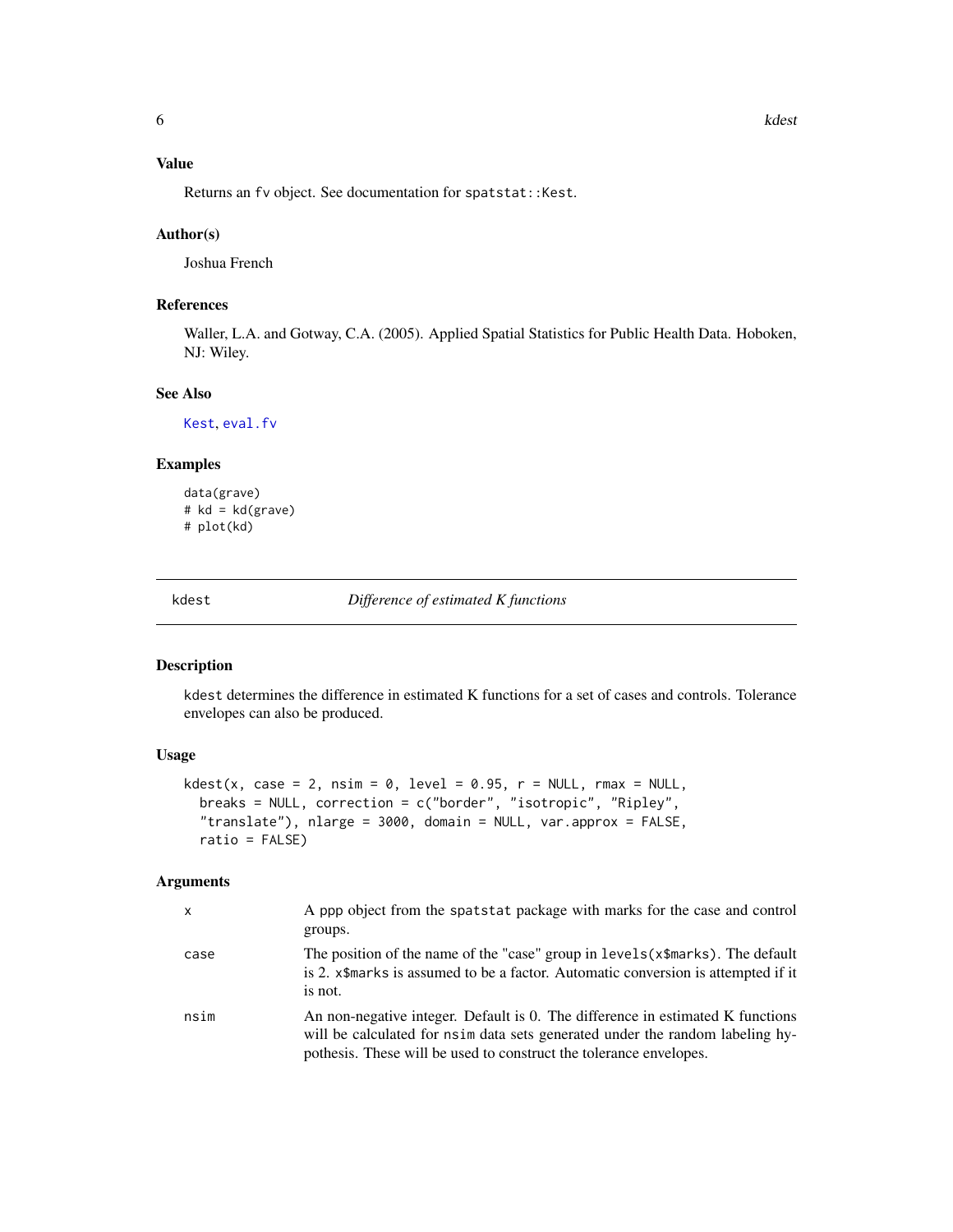### Value

Returns an fv object. See documentation for spatstat::Kest.

### Author(s)

Joshua French

### References

Waller, L.A. and Gotway, C.A. (2005). Applied Spatial Statistics for Public Health Data. Hoboken, NJ: Wiley.

### See Also

Kest, eval.fv

### Examples

```
data(grave)
# kd = kd(grave)
# plot(kd)
```

---

## kdest — *Difference of estimated K functions*

### Description

kdest determines the difference in estimated K functions for a set of cases and controls. Tolerance envelopes can also be produced.

### Usage

```
kdest(x, case = 2, nsim = 0, level = 0.95, r = NULL, rmax = NULL,
  breaks = NULL, correction = c("border", "isotropic", "Ripley",
  "translate"), nlarge = 3000, domain = NULL, var.approx = FALSE,
  ratio = FALSE)
```

### Arguments

| | |
|---|---|
| x | A ppp object from the spatstat package with marks for the case and control groups. |
| case | The position of the name of the "case" group in levels(x$marks). The default is 2. x$marks is assumed to be a factor. Automatic conversion is attempted if it is not. |
| nsim | An non-negative integer. Default is 0. The difference in estimated K functions will be calculated for nsim data sets generated under the random labeling hypothesis. These will be used to construct the tolerance envelopes. |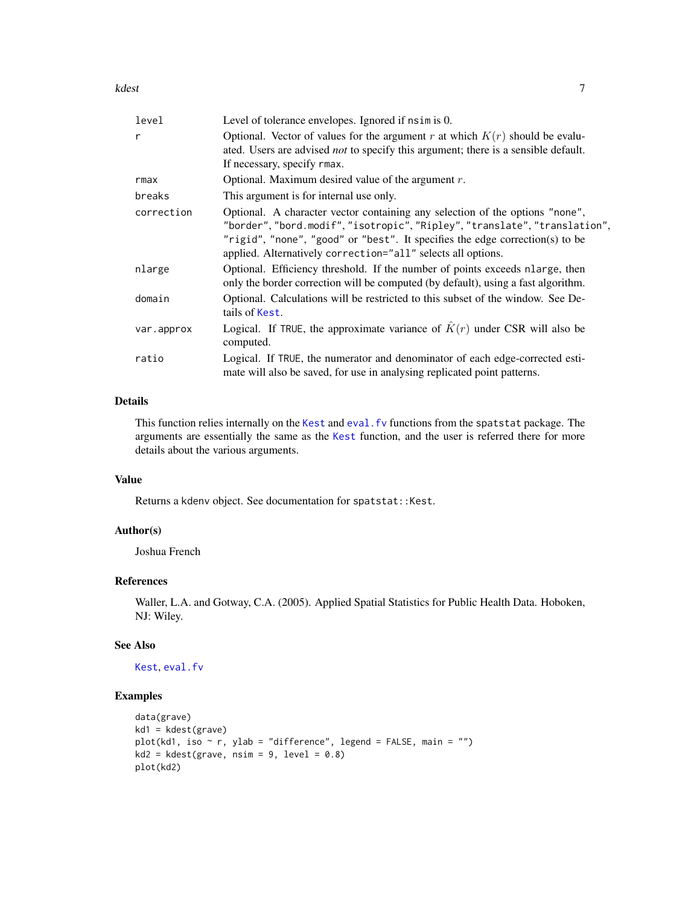| | |
|---|---|
| level | Level of tolerance envelopes. Ignored if nsim is 0. |
| r | Optional. Vector of values for the argument $r$ at which $K(r)$ should be evaluated. Users are advised *not* to specify this argument; there is a sensible default. If necessary, specify rmax. |
| rmax | Optional. Maximum desired value of the argument $r$. |
| breaks | This argument is for internal use only. |
| correction | Optional. A character vector containing any selection of the options "none", "border", "bord.modif", "isotropic", "Ripley", "translate", "translation", "rigid", "none", "good" or "best". It specifies the edge correction(s) to be applied. Alternatively correction="all" selects all options. |
| nlarge | Optional. Efficiency threshold. If the number of points exceeds nlarge, then only the border correction will be computed (by default), using a fast algorithm. |
| domain | Optional. Calculations will be restricted to this subset of the window. See Details of Kest. |
| var.approx | Logical. If TRUE, the approximate variance of $\hat{K}(r)$ under CSR will also be computed. |
| ratio | Logical. If TRUE, the numerator and denominator of each edge-corrected estimate will also be saved, for use in analysing replicated point patterns. |

## Details

This function relies internally on the Kest and eval.fv functions from the spatstat package. The arguments are essentially the same as the Kest function, and the user is referred there for more details about the various arguments.

## Value

Returns a kdenv object. See documentation for spatstat::Kest.

## Author(s)

Joshua French

## References

Waller, L.A. and Gotway, C.A. (2005). Applied Spatial Statistics for Public Health Data. Hoboken, NJ: Wiley.

## See Also

Kest, eval.fv

## Examples

```
data(grave)
kd1 = kdest(grave)
plot(kd1, iso ~ r, ylab = "difference", legend = FALSE, main = "")
kd2 = kdest(grave, nsim = 9, level = 0.8)
plot(kd2)
```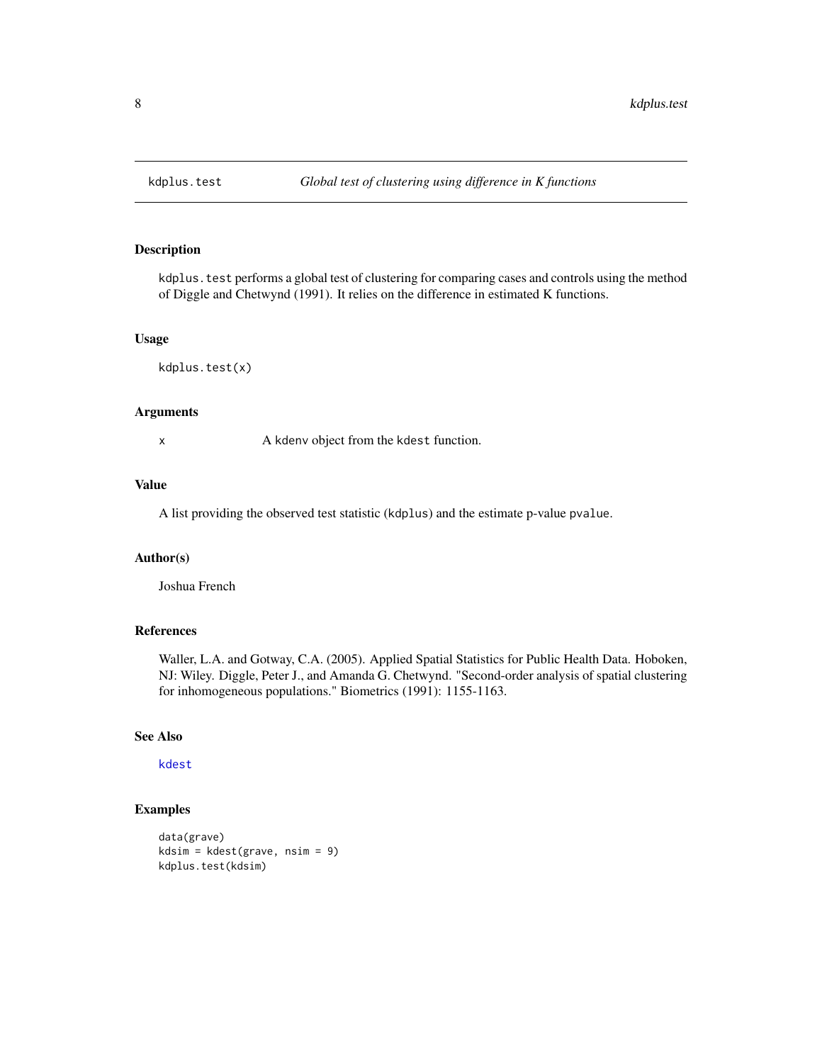## kdplus.test    *Global test of clustering using difference in K functions*

### Description

kdplus.test performs a global test of clustering for comparing cases and controls using the method of Diggle and Chetwynd (1991). It relies on the difference in estimated K functions.

### Usage

```
kdplus.test(x)
```

### Arguments

| | |
|---|---|
| x | A kdenv object from the kdest function. |

### Value

A list providing the observed test statistic (kdplus) and the estimate p-value pvalue.

### Author(s)

Joshua French

### References

Waller, L.A. and Gotway, C.A. (2005). Applied Spatial Statistics for Public Health Data. Hoboken, NJ: Wiley. Diggle, Peter J., and Amanda G. Chetwynd. "Second-order analysis of spatial clustering for inhomogeneous populations." Biometrics (1991): 1155-1163.

### See Also

kdest

### Examples

```
data(grave)
kdsim = kdest(grave, nsim = 9)
kdplus.test(kdsim)
```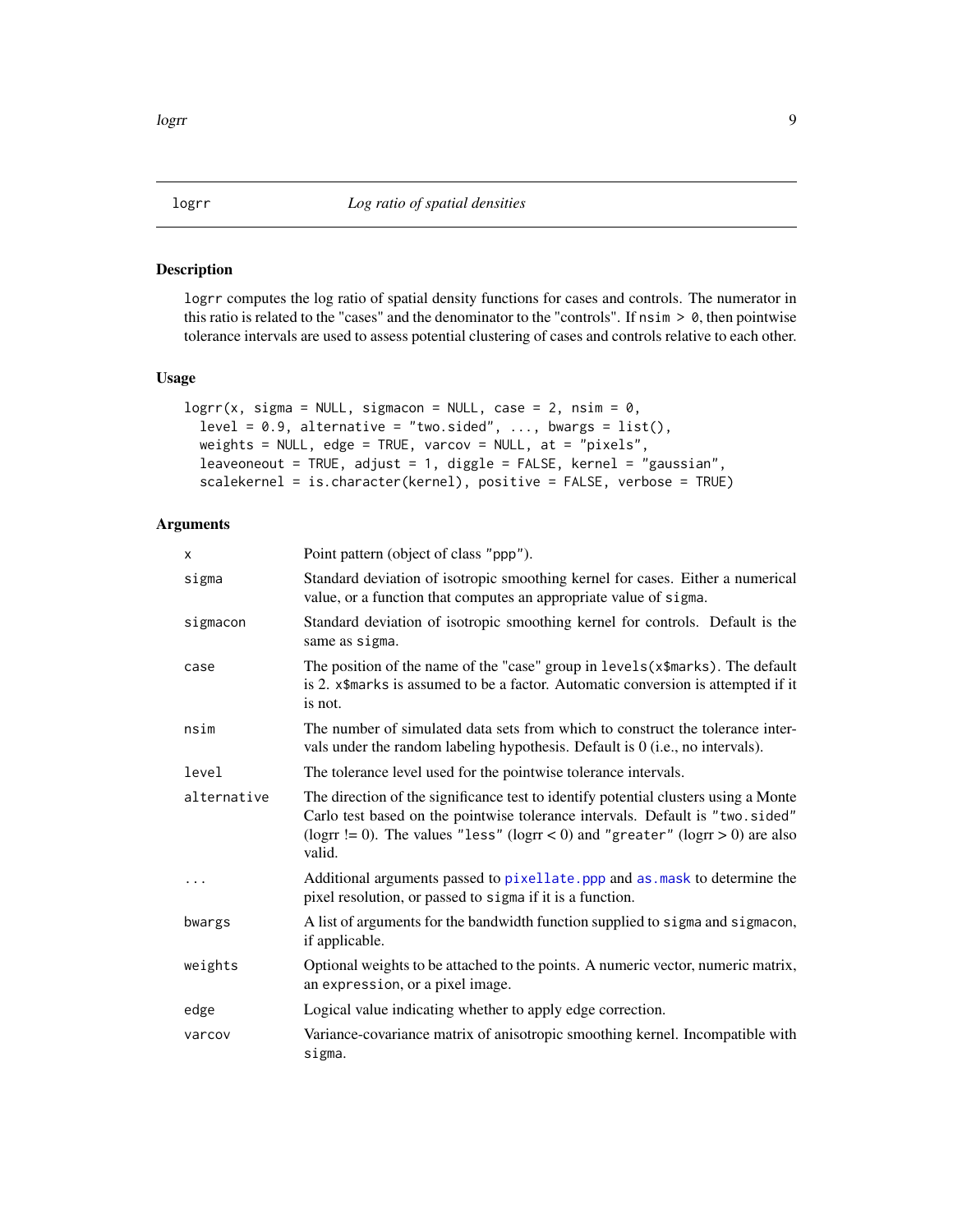# logr *Log ratio of spatial densities*

## Description

logrr computes the log ratio of spatial density functions for cases and controls. The numerator in this ratio is related to the "cases" and the denominator to the "controls". If `nsim > 0`, then pointwise tolerance intervals are used to assess potential clustering of cases and controls relative to each other.

## Usage

```
logrr(x, sigma = NULL, sigmacon = NULL, case = 2, nsim = 0,
  level = 0.9, alternative = "two.sided", ..., bwargs = list(),
  weights = NULL, edge = TRUE, varcov = NULL, at = "pixels",
  leaveoneout = TRUE, adjust = 1, diggle = FALSE, kernel = "gaussian",
  scalekernel = is.character(kernel), positive = FALSE, verbose = TRUE)
```

## Arguments

| | |
|---|---|
| `x` | Point pattern (object of class "ppp"). |
| `sigma` | Standard deviation of isotropic smoothing kernel for cases. Either a numerical value, or a function that computes an appropriate value of `sigma`. |
| `sigmacon` | Standard deviation of isotropic smoothing kernel for controls. Default is the same as `sigma`. |
| `case` | The position of the name of the "case" group in `levels(x$marks)`. The default is 2. `x$marks` is assumed to be a factor. Automatic conversion is attempted if it is not. |
| `nsim` | The number of simulated data sets from which to construct the tolerance intervals under the random labeling hypothesis. Default is 0 (i.e., no intervals). |
| `level` | The tolerance level used for the pointwise tolerance intervals. |
| `alternative` | The direction of the significance test to identify potential clusters using a Monte Carlo test based on the pointwise tolerance intervals. Default is "two.sided" (logrr != 0). The values "less" (logrr < 0) and "greater" (logrr > 0) are also valid. |
| `...` | Additional arguments passed to `pixellate.ppp` and `as.mask` to determine the pixel resolution, or passed to `sigma` if it is a function. |
| `bwargs` | A list of arguments for the bandwidth function supplied to `sigma` and `sigmacon`, if applicable. |
| `weights` | Optional weights to be attached to the points. A numeric vector, numeric matrix, an `expression`, or a pixel image. |
| `edge` | Logical value indicating whether to apply edge correction. |
| `varcov` | Variance-covariance matrix of anisotropic smoothing kernel. Incompatible with `sigma`. |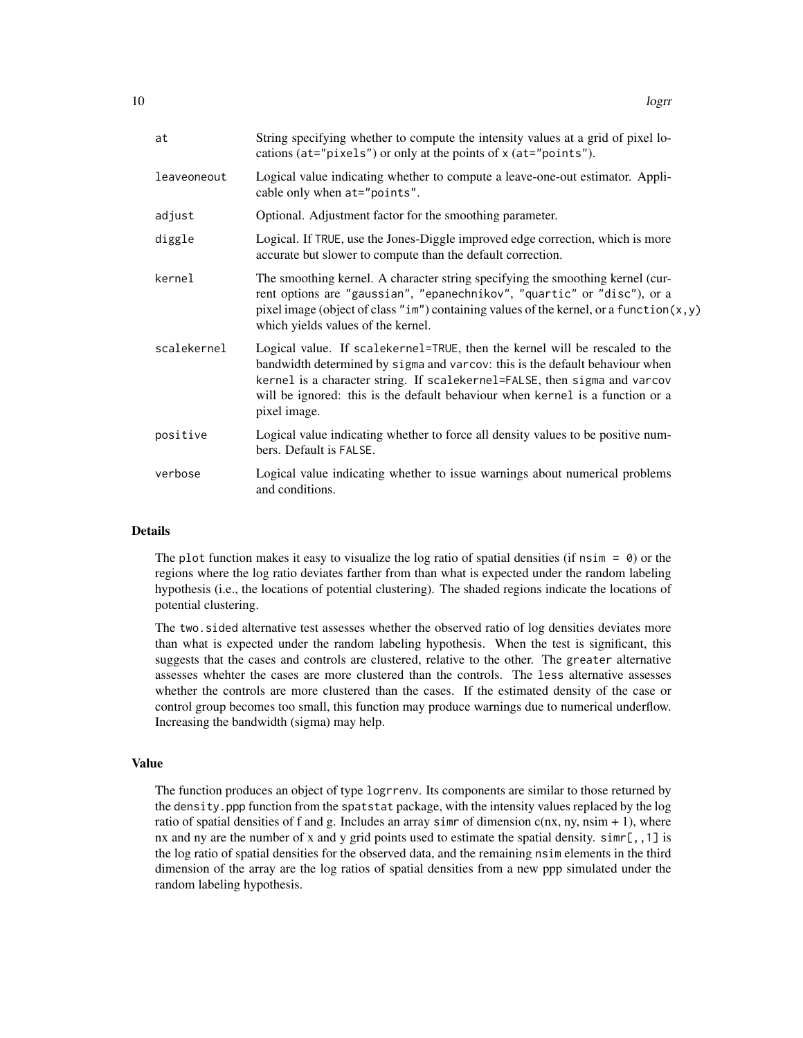| | |
|---|---|
| at | String specifying whether to compute the intensity values at a grid of pixel locations (at="pixels") or only at the points of x (at="points"). |
| leaveoneout | Logical value indicating whether to compute a leave-one-out estimator. Applicable only when at="points". |
| adjust | Optional. Adjustment factor for the smoothing parameter. |
| diggle | Logical. If TRUE, use the Jones-Diggle improved edge correction, which is more accurate but slower to compute than the default correction. |
| kernel | The smoothing kernel. A character string specifying the smoothing kernel (current options are "gaussian", "epanechnikov", "quartic" or "disc"), or a pixel image (object of class "im") containing values of the kernel, or a function(x,y) which yields values of the kernel. |
| scalekernel | Logical value. If scalekernel=TRUE, then the kernel will be rescaled to the bandwidth determined by sigma and varcov: this is the default behaviour when kernel is a character string. If scalekernel=FALSE, then sigma and varcov will be ignored: this is the default behaviour when kernel is a function or a pixel image. |
| positive | Logical value indicating whether to force all density values to be positive numbers. Default is FALSE. |
| verbose | Logical value indicating whether to issue warnings about numerical problems and conditions. |

## Details

The plot function makes it easy to visualize the log ratio of spatial densities (if nsim = 0) or the regions where the log ratio deviates farther from than what is expected under the random labeling hypothesis (i.e., the locations of potential clustering). The shaded regions indicate the locations of potential clustering.

The two.sided alternative test assesses whether the observed ratio of log densities deviates more than what is expected under the random labeling hypothesis. When the test is significant, this suggests that the cases and controls are clustered, relative to the other. The greater alternative assesses whehter the cases are more clustered than the controls. The less alternative assesses whether the controls are more clustered than the cases. If the estimated density of the case or control group becomes too small, this function may produce warnings due to numerical underflow. Increasing the bandwidth (sigma) may help.

## Value

The function produces an object of type logrrenv. Its components are similar to those returned by the density.ppp function from the spatstat package, with the intensity values replaced by the log ratio of spatial densities of f and g. Includes an array simr of dimension c(nx, ny, nsim + 1), where nx and ny are the number of x and y grid points used to estimate the spatial density. simr[,,1] is the log ratio of spatial densities for the observed data, and the remaining nsim elements in the third dimension of the array are the log ratios of spatial densities from a new ppp simulated under the random labeling hypothesis.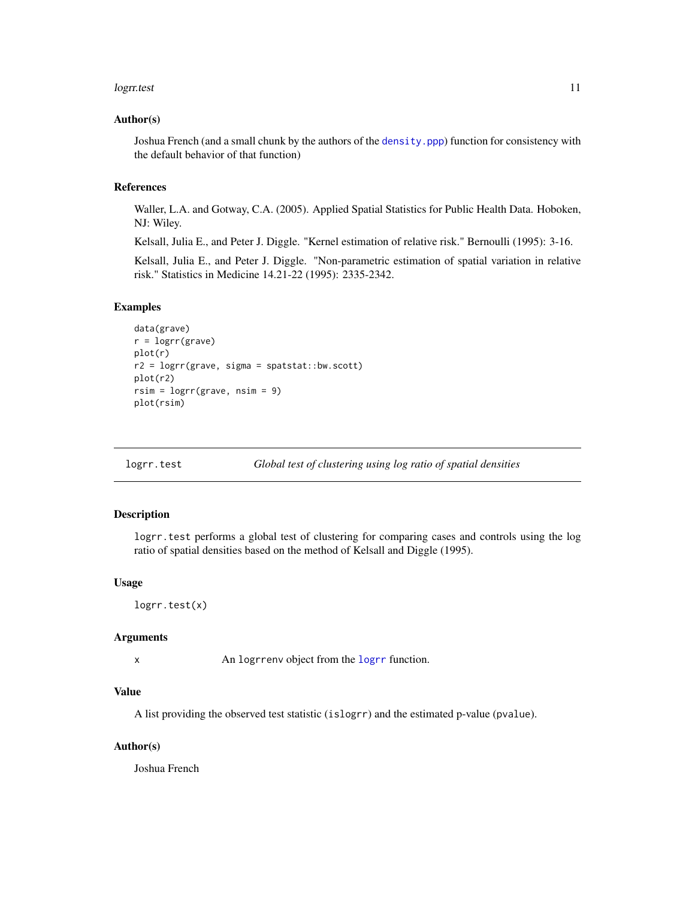### Author(s)

Joshua French (and a small chunk by the authors of the `density.ppp`) function for consistency with the default behavior of that function)

### References

Waller, L.A. and Gotway, C.A. (2005). Applied Spatial Statistics for Public Health Data. Hoboken, NJ: Wiley.

Kelsall, Julia E., and Peter J. Diggle. "Kernel estimation of relative risk." Bernoulli (1995): 3-16.

Kelsall, Julia E., and Peter J. Diggle. "Non-parametric estimation of spatial variation in relative risk." Statistics in Medicine 14.21-22 (1995): 2335-2342.

### Examples

```
data(grave)
r = logrr(grave)
plot(r)
r2 = logrr(grave, sigma = spatstat::bw.scott)
plot(r2)
rsim = logrr(grave, nsim = 9)
plot(rsim)
```

---

## `logrr.test` — *Global test of clustering using log ratio of spatial densities*

---

### Description

`logrr.test` performs a global test of clustering for comparing cases and controls using the log ratio of spatial densities based on the method of Kelsall and Diggle (1995).

### Usage

```
logrr.test(x)
```

### Arguments

| | |
|---|---|
| `x` | An `logrrenv` object from the `logrr` function. |

### Value

A list providing the observed test statistic (`islogrr`) and the estimated p-value (`pvalue`).

### Author(s)

Joshua French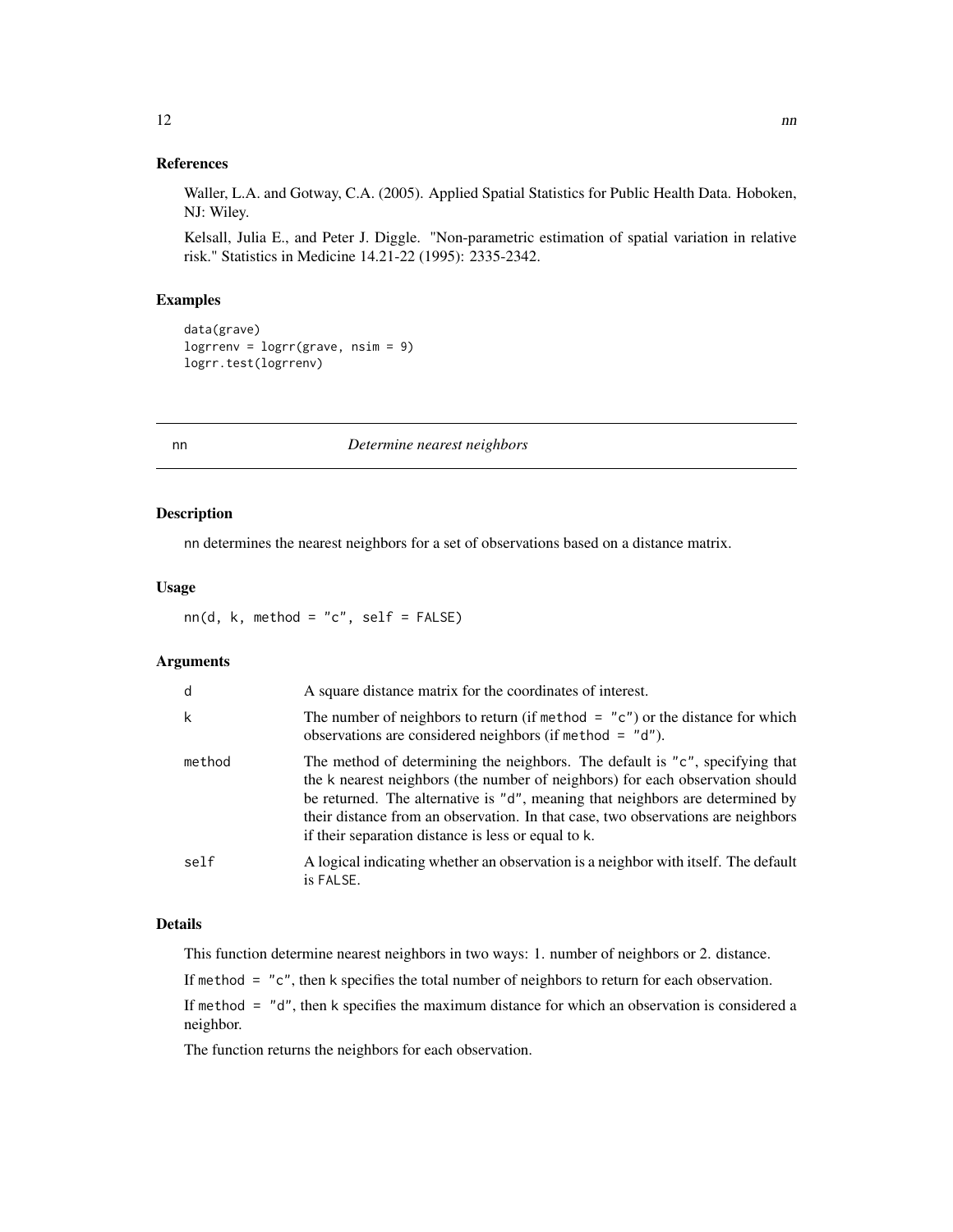### References

Waller, L.A. and Gotway, C.A. (2005). Applied Spatial Statistics for Public Health Data. Hoboken, NJ: Wiley.

Kelsall, Julia E., and Peter J. Diggle. "Non-parametric estimation of spatial variation in relative risk." Statistics in Medicine 14.21-22 (1995): 2335-2342.

### Examples

```
data(grave)
logrrenv = logrr(grave, nsim = 9)
logrr.test(logrrenv)
```

---

## nn — *Determine nearest neighbors*

---

### Description

nn determines the nearest neighbors for a set of observations based on a distance matrix.

### Usage

```
nn(d, k, method = "c", self = FALSE)
```

### Arguments

| | |
|---|---|
| d | A square distance matrix for the coordinates of interest. |
| k | The number of neighbors to return (if method = "c") or the distance for which observations are considered neighbors (if method = "d"). |
| method | The method of determining the neighbors. The default is "c", specifying that the k nearest neighbors (the number of neighbors) for each observation should be returned. The alternative is "d", meaning that neighbors are determined by their distance from an observation. In that case, two observations are neighbors if their separation distance is less or equal to k. |
| self | A logical indicating whether an observation is a neighbor with itself. The default is FALSE. |

### Details

This function determine nearest neighbors in two ways: 1. number of neighbors or 2. distance.

If method = "c", then k specifies the total number of neighbors to return for each observation.

If method = "d", then k specifies the maximum distance for which an observation is considered a neighbor.

The function returns the neighbors for each observation.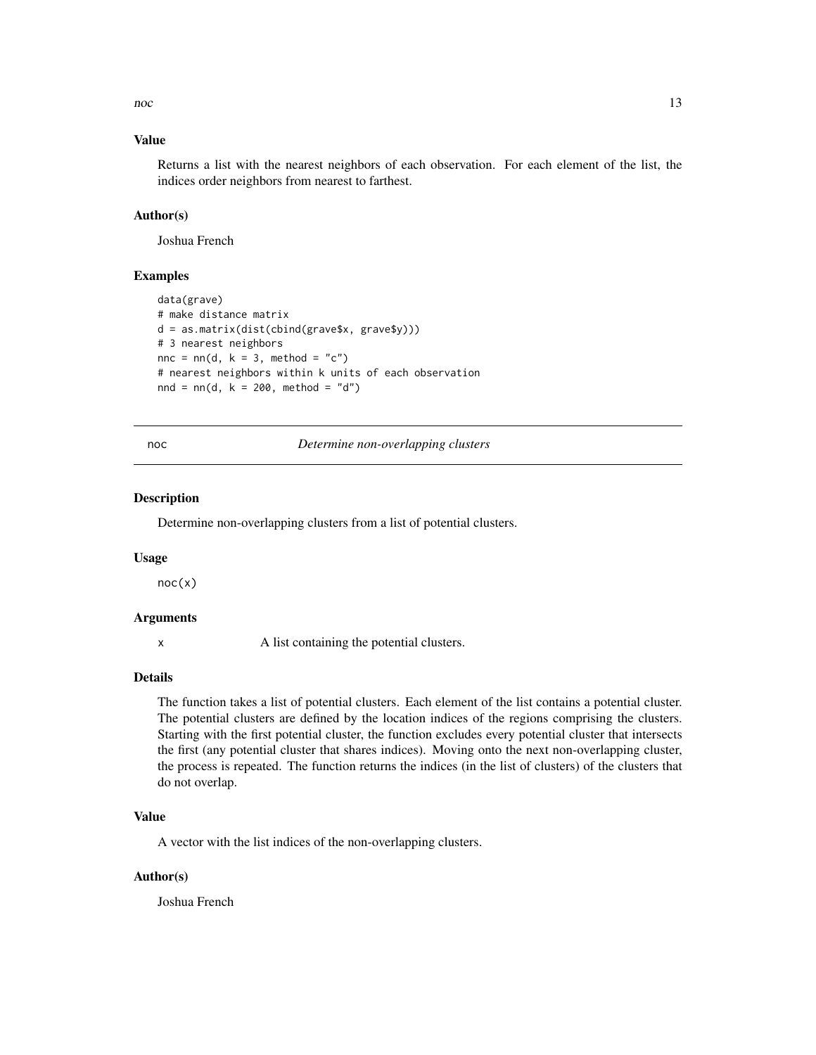### Value

Returns a list with the nearest neighbors of each observation. For each element of the list, the indices order neighbors from nearest to farthest.

### Author(s)

Joshua French

### Examples

```
data(grave)
# make distance matrix
d = as.matrix(dist(cbind(grave$x, grave$y)))
# 3 nearest neighbors
nnc = nn(d, k = 3, method = "c")
# nearest neighbors within k units of each observation
nnd = nn(d, k = 200, method = "d")
```

---

## noc — *Determine non-overlapping clusters*

---

### Description

Determine non-overlapping clusters from a list of potential clusters.

### Usage

```
noc(x)
```

### Arguments

| | |
|---|---|
| x | A list containing the potential clusters. |

### Details

The function takes a list of potential clusters. Each element of the list contains a potential cluster. The potential clusters are defined by the location indices of the regions comprising the clusters. Starting with the first potential cluster, the function excludes every potential cluster that intersects the first (any potential cluster that shares indices). Moving onto the next non-overlapping cluster, the process is repeated. The function returns the indices (in the list of clusters) of the clusters that do not overlap.

### Value

A vector with the list indices of the non-overlapping clusters.

### Author(s)

Joshua French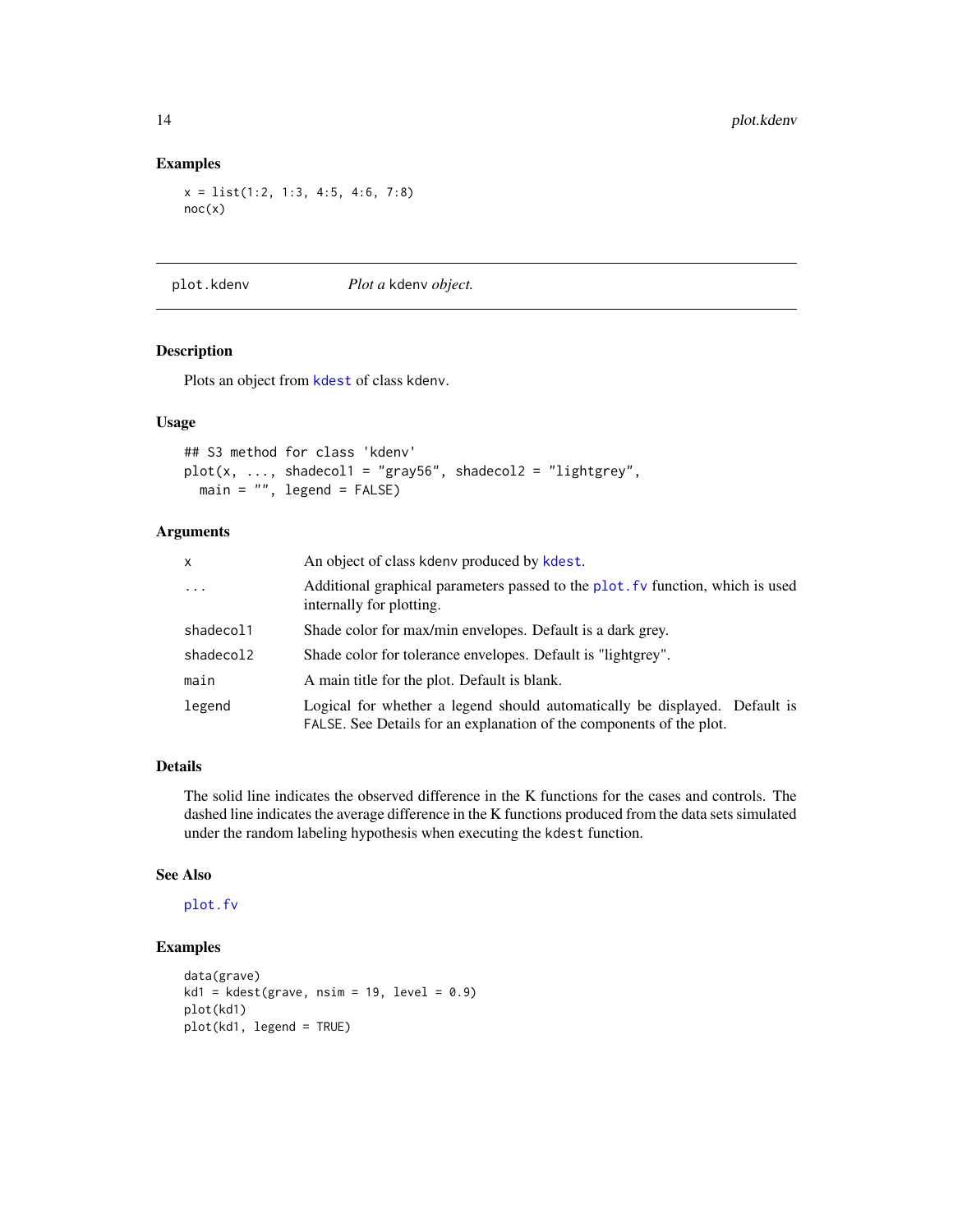## Examples

```
x = list(1:2, 1:3, 4:5, 4:6, 7:8)
noc(x)
```

---

# plot.kdenv — *Plot a* kdenv *object.*

### Description

Plots an object from kdest of class kdenv.

### Usage

```
## S3 method for class 'kdenv'
plot(x, ..., shadecol1 = "gray56", shadecol2 = "lightgrey",
  main = "", legend = FALSE)
```

### Arguments

| | |
|---|---|
| x | An object of class kdenv produced by kdest. |
| ... | Additional graphical parameters passed to the plot.fv function, which is used internally for plotting. |
| shadecol1 | Shade color for max/min envelopes. Default is a dark grey. |
| shadecol2 | Shade color for tolerance envelopes. Default is "lightgrey". |
| main | A main title for the plot. Default is blank. |
| legend | Logical for whether a legend should automatically be displayed. Default is FALSE. See Details for an explanation of the components of the plot. |

### Details

The solid line indicates the observed difference in the K functions for the cases and controls. The dashed line indicates the average difference in the K functions produced from the data sets simulated under the random labeling hypothesis when executing the kdest function.

### See Also

plot.fv

### Examples

```
data(grave)
kd1 = kdest(grave, nsim = 19, level = 0.9)
plot(kd1)
plot(kd1, legend = TRUE)
```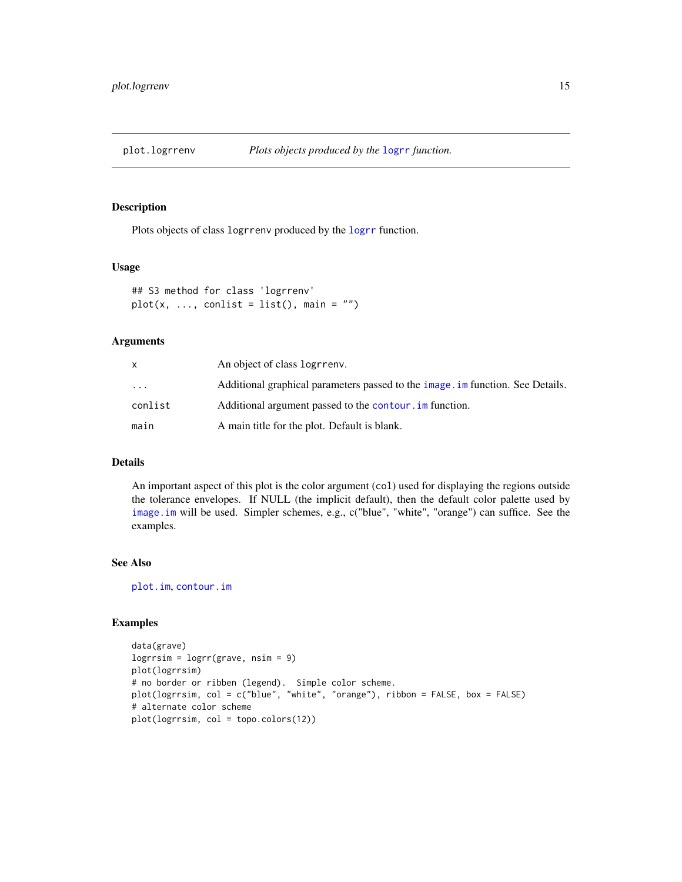plot.logrrenv — *Plots objects produced by the logrr function.*

## Description

Plots objects of class logrrenv produced by the logrr function.

## Usage

```
## S3 method for class 'logrrenv'
plot(x, ..., conlist = list(), main = "")
```

## Arguments

| | |
|---|---|
| x | An object of class logrrenv. |
| ... | Additional graphical parameters passed to the image.im function. See Details. |
| conlist | Additional argument passed to the contour.im function. |
| main | A main title for the plot. Default is blank. |

## Details

An important aspect of this plot is the color argument (col) used for displaying the regions outside the tolerance envelopes. If NULL (the implicit default), then the default color palette used by image.im will be used. Simpler schemes, e.g., c("blue", "white", "orange") can suffice. See the examples.

## See Also

plot.im, contour.im

## Examples

```
data(grave)
logrrsim = logrr(grave, nsim = 9)
plot(logrrsim)
# no border or ribben (legend).  Simple color scheme.
plot(logrrsim, col = c("blue", "white", "orange"), ribbon = FALSE, box = FALSE)
# alternate color scheme
plot(logrrsim, col = topo.colors(12))
```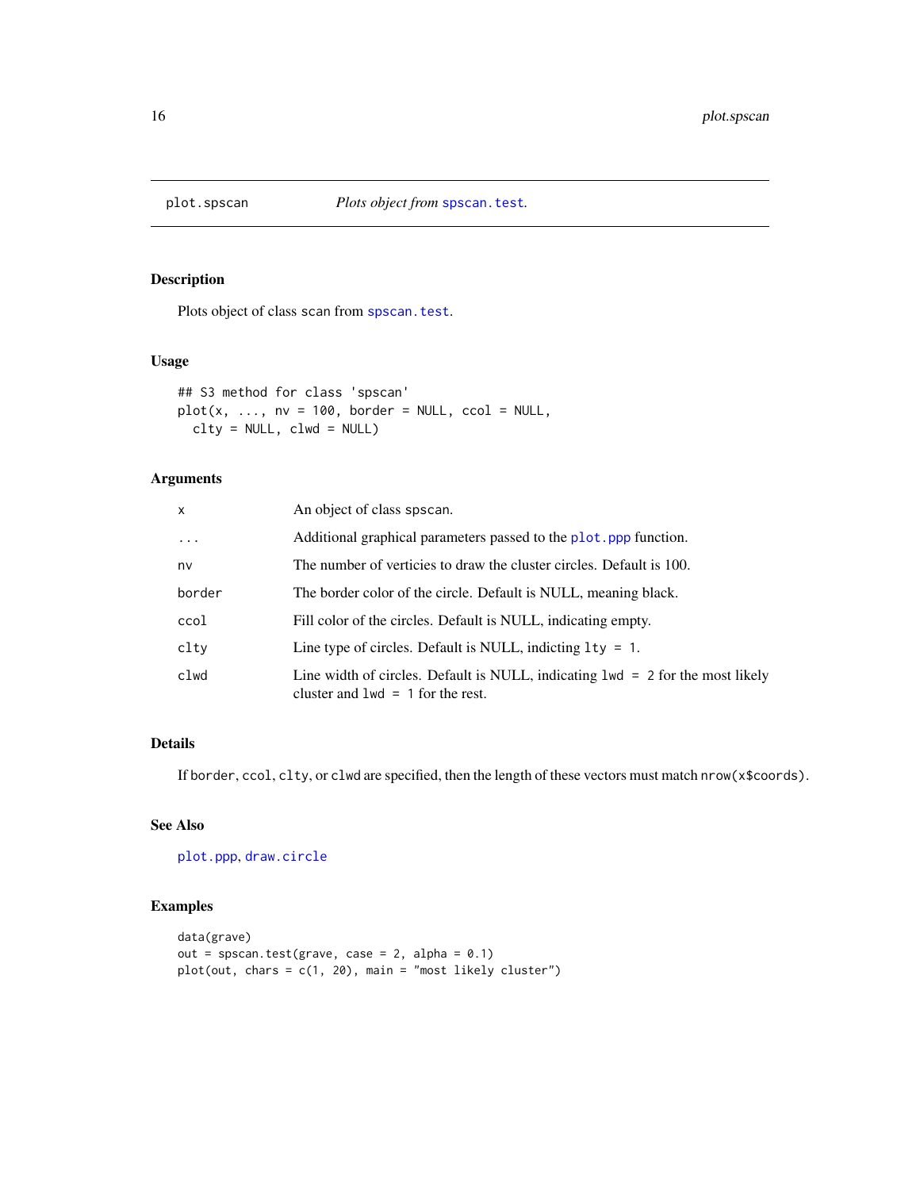plot.spscan — *Plots object from* spscan.test.

## Description

Plots object of class scan from spscan.test.

## Usage

```
## S3 method for class 'spscan'
plot(x, ..., nv = 100, border = NULL, ccol = NULL,
  clty = NULL, clwd = NULL)
```

## Arguments

| | |
|---|---|
| x | An object of class spscan. |
| ... | Additional graphical parameters passed to the plot.ppp function. |
| nv | The number of verticies to draw the cluster circles. Default is 100. |
| border | The border color of the circle. Default is NULL, meaning black. |
| ccol | Fill color of the circles. Default is NULL, indicating empty. |
| clty | Line type of circles. Default is NULL, indicting `lty = 1`. |
| clwd | Line width of circles. Default is NULL, indicating `lwd = 2` for the most likely cluster and `lwd = 1` for the rest. |

## Details

If border, ccol, clty, or clwd are specified, then the length of these vectors must match `nrow(x$coords)`.

## See Also

plot.ppp, draw.circle

## Examples

```
data(grave)
out = spscan.test(grave, case = 2, alpha = 0.1)
plot(out, chars = c(1, 20), main = "most likely cluster")
```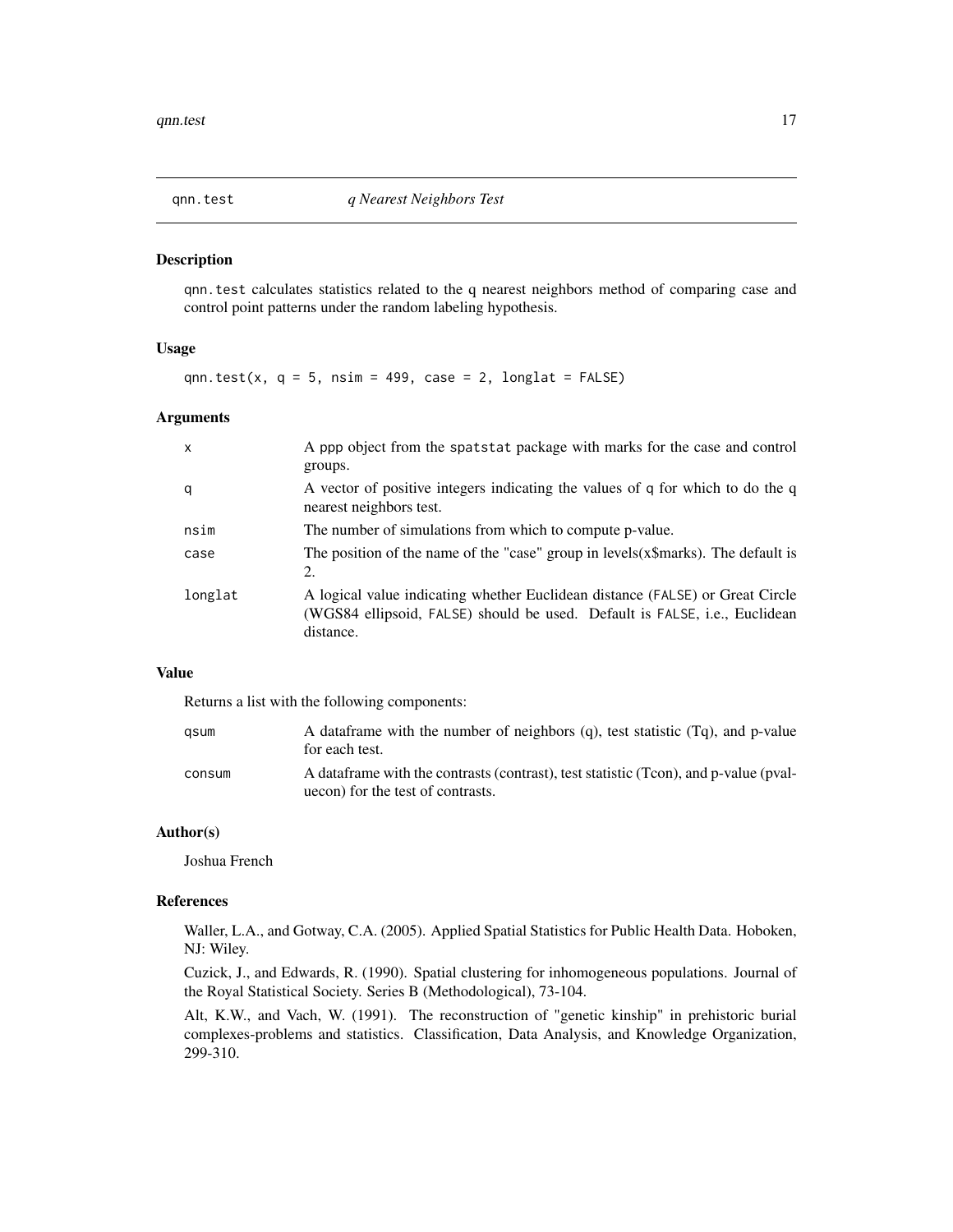## qnn.test *q Nearest Neighbors Test*

### Description

qnn.test calculates statistics related to the q nearest neighbors method of comparing case and control point patterns under the random labeling hypothesis.

### Usage

```
qnn.test(x, q = 5, nsim = 499, case = 2, longlat = FALSE)
```

### Arguments

| | |
|---|---|
| x | A ppp object from the spatstat package with marks for the case and control groups. |
| q | A vector of positive integers indicating the values of q for which to do the q nearest neighbors test. |
| nsim | The number of simulations from which to compute p-value. |
| case | The position of the name of the "case" group in levels(x$marks). The default is 2. |
| longlat | A logical value indicating whether Euclidean distance (FALSE) or Great Circle (WGS84 ellipsoid, FALSE) should be used. Default is FALSE, i.e., Euclidean distance. |

### Value

Returns a list with the following components:

| | |
|---|---|
| qsum | A dataframe with the number of neighbors (q), test statistic (Tq), and p-value for each test. |
| consum | A dataframe with the contrasts (contrast), test statistic (Tcon), and p-value (pvaluecon) for the test of contrasts. |

### Author(s)

Joshua French

### References

Waller, L.A., and Gotway, C.A. (2005). Applied Spatial Statistics for Public Health Data. Hoboken, NJ: Wiley.

Cuzick, J., and Edwards, R. (1990). Spatial clustering for inhomogeneous populations. Journal of the Royal Statistical Society. Series B (Methodological), 73-104.

Alt, K.W., and Vach, W. (1991). The reconstruction of "genetic kinship" in prehistoric burial complexes-problems and statistics. Classification, Data Analysis, and Knowledge Organization, 299-310.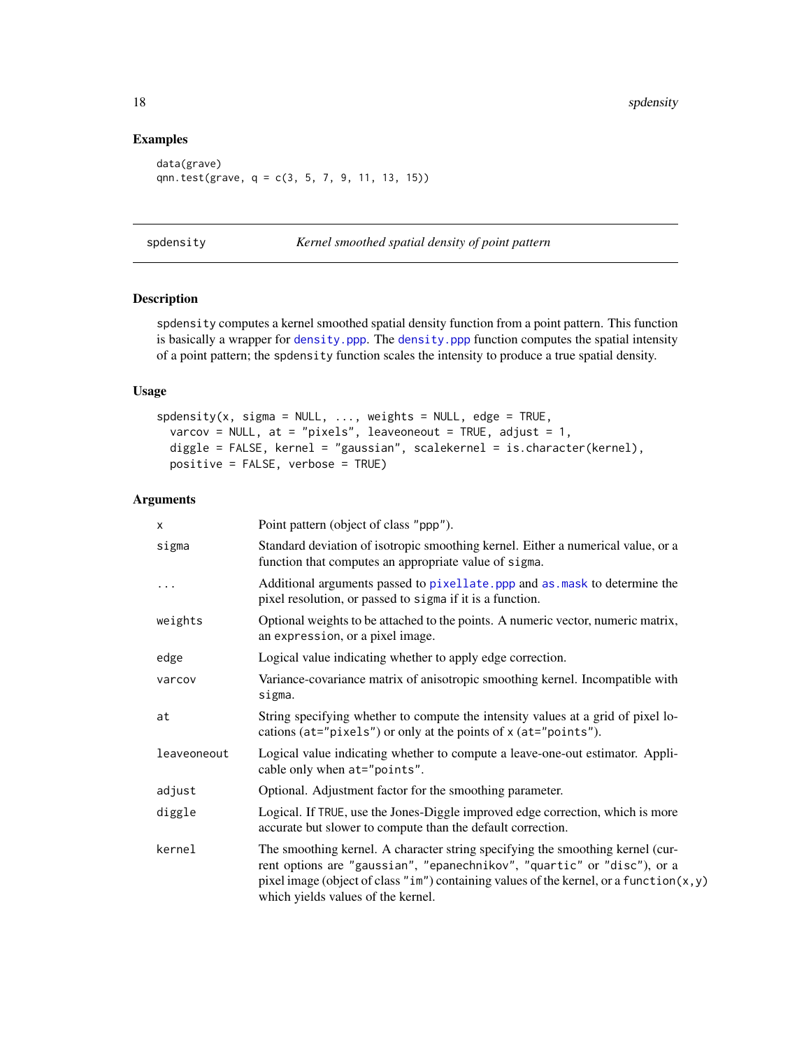## Examples

```
data(grave)
qnn.test(grave, q = c(3, 5, 7, 9, 11, 13, 15))
```

---

spdensity *Kernel smoothed spatial density of point pattern*

---

## Description

spdensity computes a kernel smoothed spatial density function from a point pattern. This function is basically a wrapper for density.ppp. The density.ppp function computes the spatial intensity of a point pattern; the spdensity function scales the intensity to produce a true spatial density.

## Usage

```
spdensity(x, sigma = NULL, ..., weights = NULL, edge = TRUE,
  varcov = NULL, at = "pixels", leaveoneout = TRUE, adjust = 1,
  diggle = FALSE, kernel = "gaussian", scalekernel = is.character(kernel),
  positive = FALSE, verbose = TRUE)
```

## Arguments

| | |
|---|---|
| x | Point pattern (object of class "ppp"). |
| sigma | Standard deviation of isotropic smoothing kernel. Either a numerical value, or a function that computes an appropriate value of sigma. |
| ... | Additional arguments passed to pixellate.ppp and as.mask to determine the pixel resolution, or passed to sigma if it is a function. |
| weights | Optional weights to be attached to the points. A numeric vector, numeric matrix, an expression, or a pixel image. |
| edge | Logical value indicating whether to apply edge correction. |
| varcov | Variance-covariance matrix of anisotropic smoothing kernel. Incompatible with sigma. |
| at | String specifying whether to compute the intensity values at a grid of pixel locations (at="pixels") or only at the points of x (at="points"). |
| leaveoneout | Logical value indicating whether to compute a leave-one-out estimator. Applicable only when at="points". |
| adjust | Optional. Adjustment factor for the smoothing parameter. |
| diggle | Logical. If TRUE, use the Jones-Diggle improved edge correction, which is more accurate but slower to compute than the default correction. |
| kernel | The smoothing kernel. A character string specifying the smoothing kernel (current options are "gaussian", "epanechnikov", "quartic" or "disc"), or a pixel image (object of class "im") containing values of the kernel, or a function(x,y) which yields values of the kernel. |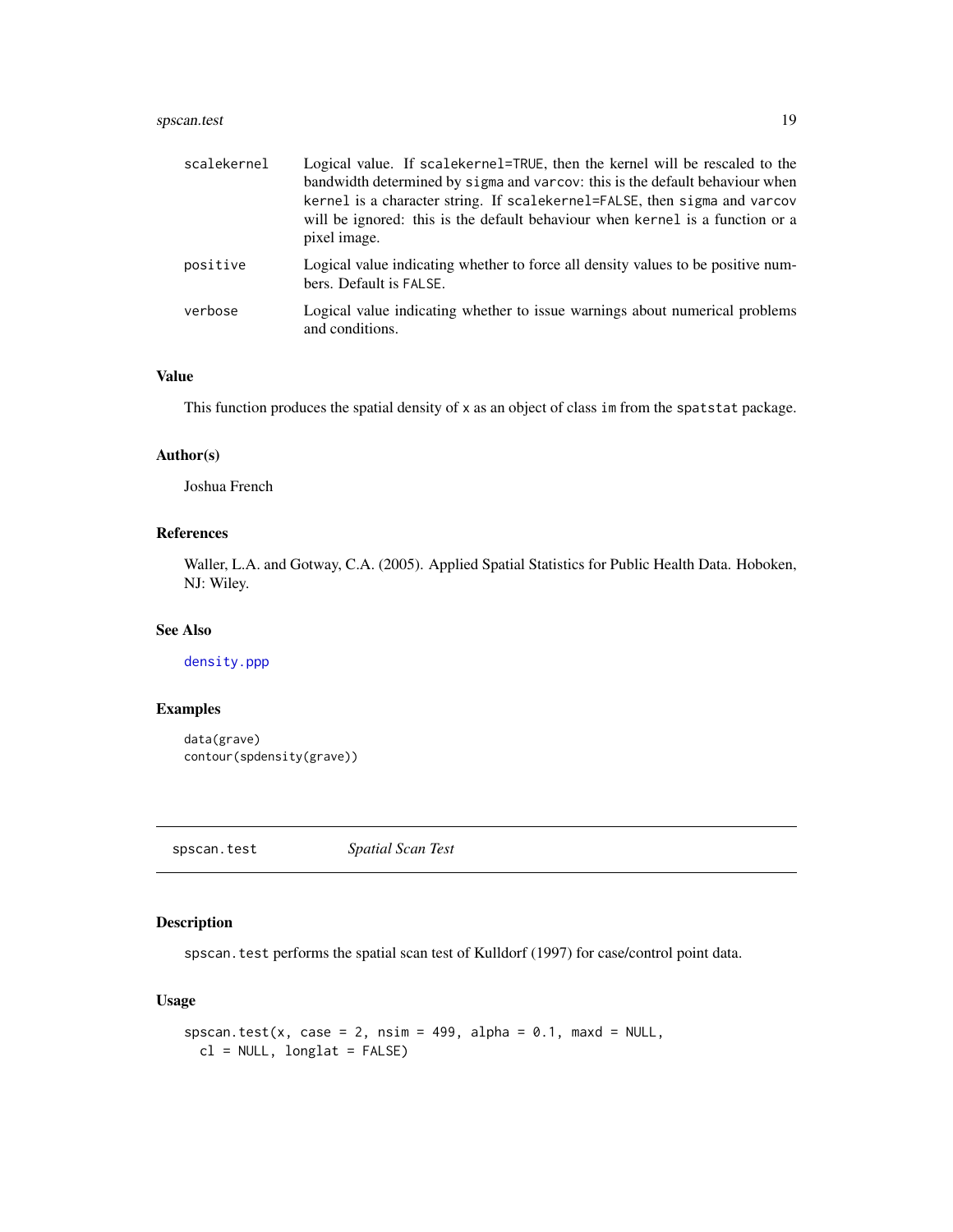| | |
|---|---|
| scalekernel | Logical value. If scalekernel=TRUE, then the kernel will be rescaled to the bandwidth determined by sigma and varcov: this is the default behaviour when kernel is a character string. If scalekernel=FALSE, then sigma and varcov will be ignored: this is the default behaviour when kernel is a function or a pixel image. |
| positive | Logical value indicating whether to force all density values to be positive numbers. Default is FALSE. |
| verbose | Logical value indicating whether to issue warnings about numerical problems and conditions. |

## Value

This function produces the spatial density of x as an object of class im from the spatstat package.

## Author(s)

Joshua French

## References

Waller, L.A. and Gotway, C.A. (2005). Applied Spatial Statistics for Public Health Data. Hoboken, NJ: Wiley.

## See Also

density.ppp

## Examples

```
data(grave)
contour(spdensity(grave))
```

---

# spscan.test *Spatial Scan Test*

## Description

spscan.test performs the spatial scan test of Kulldorf (1997) for case/control point data.

## Usage

```
spscan.test(x, case = 2, nsim = 499, alpha = 0.1, maxd = NULL,
  cl = NULL, longlat = FALSE)
```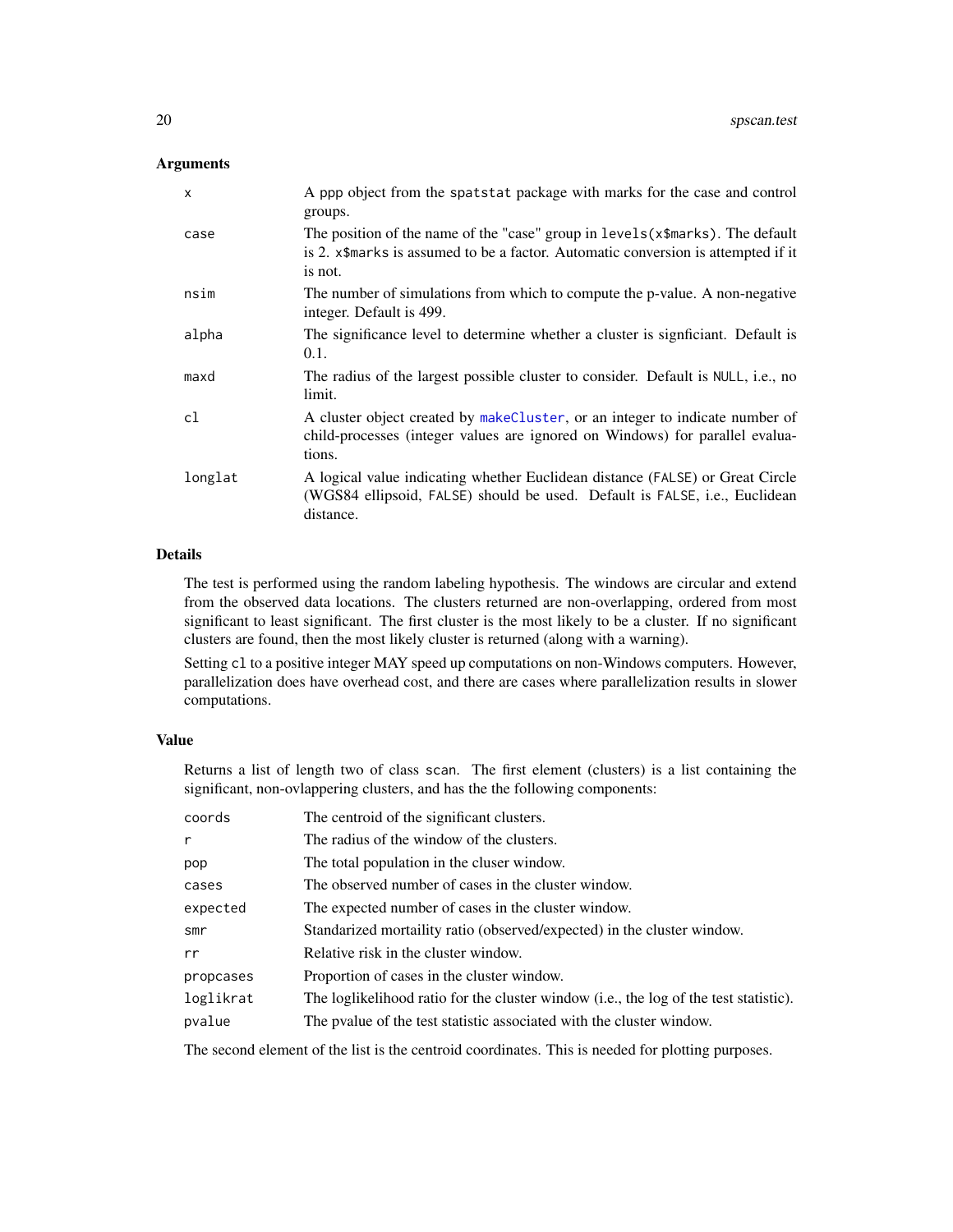## Arguments

| | |
|---|---|
| `x` | A ppp object from the `spatstat` package with marks for the case and control groups. |
| `case` | The position of the name of the "case" group in `levels(x$marks)`. The default is 2. `x$marks` is assumed to be a factor. Automatic conversion is attempted if it is not. |
| `nsim` | The number of simulations from which to compute the p-value. A non-negative integer. Default is 499. |
| `alpha` | The significance level to determine whether a cluster is signficiant. Default is 0.1. |
| `maxd` | The radius of the largest possible cluster to consider. Default is `NULL`, i.e., no limit. |
| `cl` | A cluster object created by `makeCluster`, or an integer to indicate number of child-processes (integer values are ignored on Windows) for parallel evaluations. |
| `longlat` | A logical value indicating whether Euclidean distance (`FALSE`) or Great Circle (WGS84 ellipsoid, `FALSE`) should be used. Default is `FALSE`, i.e., Euclidean distance. |

## Details

The test is performed using the random labeling hypothesis. The windows are circular and extend from the observed data locations. The clusters returned are non-overlapping, ordered from most significant to least significant. The first cluster is the most likely to be a cluster. If no significant clusters are found, then the most likely cluster is returned (along with a warning).

Setting `cl` to a positive integer MAY speed up computations on non-Windows computers. However, parallelization does have overhead cost, and there are cases where parallelization results in slower computations.

## Value

Returns a list of length two of class `scan`. The first element (clusters) is a list containing the significant, non-ovlappering clusters, and has the the following components:

| | |
|---|---|
| `coords` | The centroid of the significant clusters. |
| `r` | The radius of the window of the clusters. |
| `pop` | The total population in the culser window. |
| `cases` | The observed number of cases in the cluster window. |
| `expected` | The expected number of cases in the cluster window. |
| `smr` | Standarized mortaility ratio (observed/expected) in the cluster window. |
| `rr` | Relative risk in the cluster window. |
| `propcases` | Proportion of cases in the cluster window. |
| `loglikrat` | The loglikelihood ratio for the cluster window (i.e., the log of the test statistic). |
| `pvalue` | The pvalue of the test statistic associated with the cluster window. |

The second element of the list is the centroid coordinates. This is needed for plotting purposes.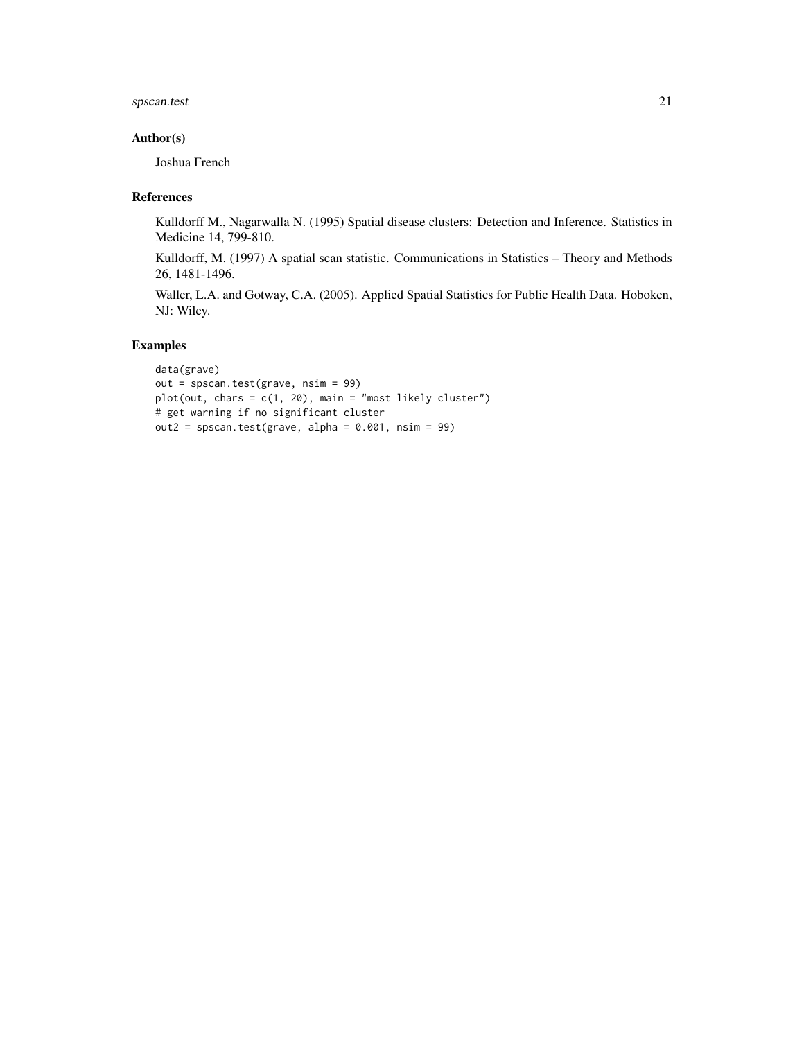## Author(s)

Joshua French

## References

Kulldorff M., Nagarwalla N. (1995) Spatial disease clusters: Detection and Inference. Statistics in Medicine 14, 799-810.

Kulldorff, M. (1997) A spatial scan statistic. Communications in Statistics – Theory and Methods 26, 1481-1496.

Waller, L.A. and Gotway, C.A. (2005). Applied Spatial Statistics for Public Health Data. Hoboken, NJ: Wiley.

## Examples

```
data(grave)
out = spscan.test(grave, nsim = 99)
plot(out, chars = c(1, 20), main = "most likely cluster")
# get warning if no significant cluster
out2 = spscan.test(grave, alpha = 0.001, nsim = 99)
```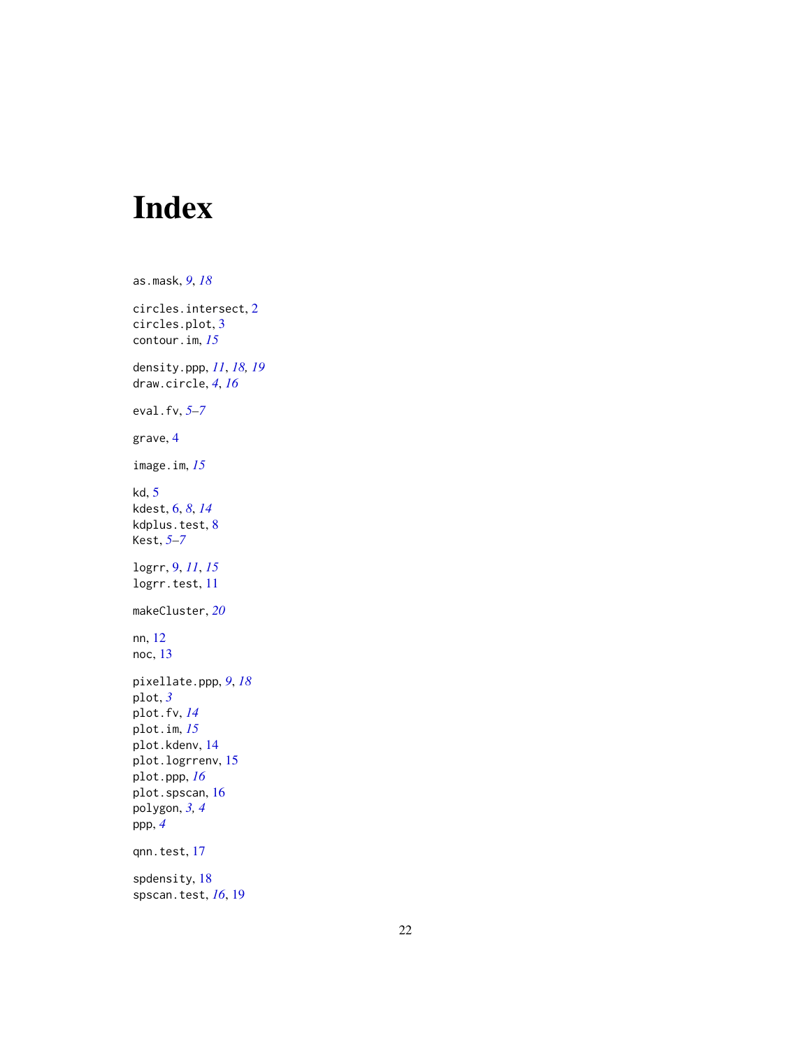# Index

as.mask, *9*, *18*

circles.intersect, 2
circles.plot, 3
contour.im, *15*

density.ppp, *11*, *18, 19*
draw.circle, *4*, *16*

eval.fv, *5–7*

grave, 4

image.im, *15*

kd, 5
kdest, 6, *8*, *14*
kdplus.test, 8
Kest, *5–7*

logrr, 9, *11*, *15*
logrr.test, 11

makeCluster, *20*

nn, 12
noc, 13

pixellate.ppp, *9*, *18*
plot, *3*
plot.fv, *14*
plot.im, *15*
plot.kdenv, 14
plot.logrrenv, 15
plot.ppp, *16*
plot.spscan, 16
polygon, *3, 4*
ppp, *4*

qnn.test, 17

spdensity, 18
spscan.test, *16*, 19